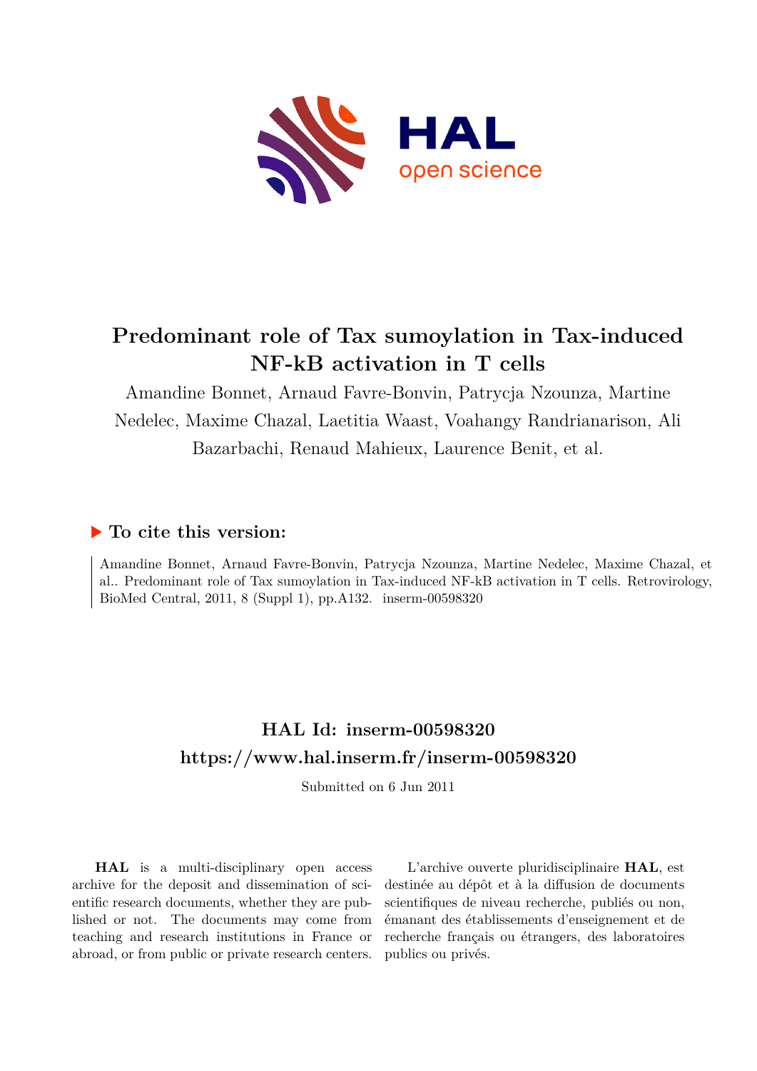# Predominant role of Tax sumoylation in Tax-induced NF-kB activation in T cells

Amandine Bonnet, Arnaud Favre-Bonvin, Patrycja Nzounza, Martine Nedelec, Maxime Chazal, Laetitia Waast, Voahangy Randrianarison, Ali Bazarbachi, Renaud Mahieux, Laurence Benit, et al.

## ▶ To cite this version:

Amandine Bonnet, Arnaud Favre-Bonvin, Patrycja Nzounza, Martine Nedelec, Maxime Chazal, et al.. Predominant role of Tax sumoylation in Tax-induced NF-kB activation in T cells. Retrovirology, BioMed Central, 2011, 8 (Suppl 1), pp.A132. inserm-00598320

## HAL Id: inserm-00598320

## https://www.hal.inserm.fr/inserm-00598320

Submitted on 6 Jun 2011

**HAL** is a multi-disciplinary open access archive for the deposit and dissemination of scientific research documents, whether they are published or not. The documents may come from teaching and research institutions in France or abroad, or from public or private research centers.

L'archive ouverte pluridisciplinaire **HAL**, est destinée au dépôt et à la diffusion de documents scientifiques de niveau recherche, publiés ou non, émanant des établissements d'enseignement et de recherche français ou étrangers, des laboratoires publics ou privés.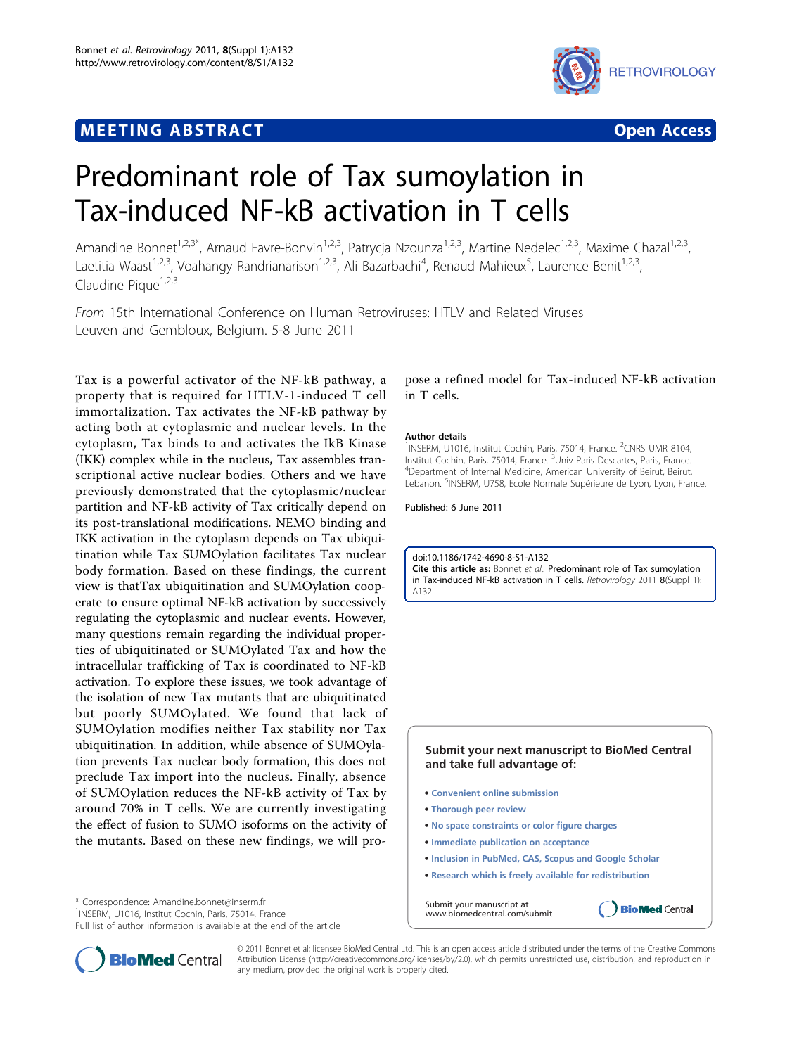# MEETING ABSTRACT

**Open Access**

# Predominant role of Tax sumoylation in Tax-induced NF-kB activation in T cells

Amandine Bonnet[1,2,3*], Arnaud Favre-Bonvin[1,2,3], Patrycja Nzounza[1,2,3], Martine Nedelec[1,2,3], Maxime Chazal[1,2,3], Laetitia Waast[1,2,3], Voahangy Randrianarison[1,2,3], Ali Bazarbachi[4], Renaud Mahieux[5], Laurence Benit[1,2,3], Claudine Pique[1,2,3]

*From* 15th International Conference on Human Retroviruses: HTLV and Related Viruses
Leuven and Gembloux, Belgium. 5-8 June 2011

Tax is a powerful activator of the NF-kB pathway, a property that is required for HTLV-1-induced T cell immortalization. Tax activates the NF-kB pathway by acting both at cytoplasmic and nuclear levels. In the cytoplasm, Tax binds to and activates the IkB Kinase (IKK) complex while in the nucleus, Tax assembles transcriptional active nuclear bodies. Others and we have previously demonstrated that the cytoplasmic/nuclear partition and NF-kB activity of Tax critically depend on its post-translational modifications. NEMO binding and IKK activation in the cytoplasm depends on Tax ubiquitination while Tax SUMOylation facilitates Tax nuclear body formation. Based on these findings, the current view is thatTax ubiquitination and SUMOylation cooperate to ensure optimal NF-kB activation by successively regulating the cytoplasmic and nuclear events. However, many questions remain regarding the individual properties of ubiquitinated or SUMOylated Tax and how the intracellular trafficking of Tax is coordinated to NF-kB activation. To explore these issues, we took advantage of the isolation of new Tax mutants that are ubiquitinated but poorly SUMOylated. We found that lack of SUMOylation modifies neither Tax stability nor Tax ubiquitination. In addition, while absence of SUMOylation prevents Tax nuclear body formation, this does not preclude Tax import into the nucleus. Finally, absence of SUMOylation reduces the NF-kB activity of Tax by around 70% in T cells. We are currently investigating the effect of fusion to SUMO isoforms on the activity of the mutants. Based on these new findings, we will propose a refined model for Tax-induced NF-kB activation in T cells.

### Author details

[1]INSERM, U1016, Institut Cochin, Paris, 75014, France. [2]CNRS UMR 8104, Institut Cochin, Paris, 75014, France. [3]Univ Paris Descartes, Paris, France. [4]Department of Internal Medicine, American University of Beirut, Beirut, Lebanon. [5]INSERM, U758, Ecole Normale Supérieure de Lyon, Lyon, France.

Published: 6 June 2011

doi:10.1186/1742-4690-8-S1-A132

**Cite this article as:** Bonnet *et al.*: Predominant role of Tax sumoylation in Tax-induced NF-kB activation in T cells. *Retrovirology* 2011 **8**(Suppl 1): A132.

\* Correspondence: Amandine.bonnet@inserm.fr
[1]INSERM, U1016, Institut Cochin, Paris, 75014, France
Full list of author information is available at the end of the article

**Submit your next manuscript to BioMed Central and take full advantage of:**

- Convenient online submission
- Thorough peer review
- No space constraints or color figure charges
- Immediate publication on acceptance
- Inclusion in PubMed, CAS, Scopus and Google Scholar
- Research which is freely available for redistribution

Submit your manuscript at www.biomedcentral.com/submit

© 2011 Bonnet et al; licensee BioMed Central Ltd. This is an open access article distributed under the terms of the Creative Commons Attribution License (http://creativecommons.org/licenses/by/2.0), which permits unrestricted use, distribution, and reproduction in any medium, provided the original work is properly cited.